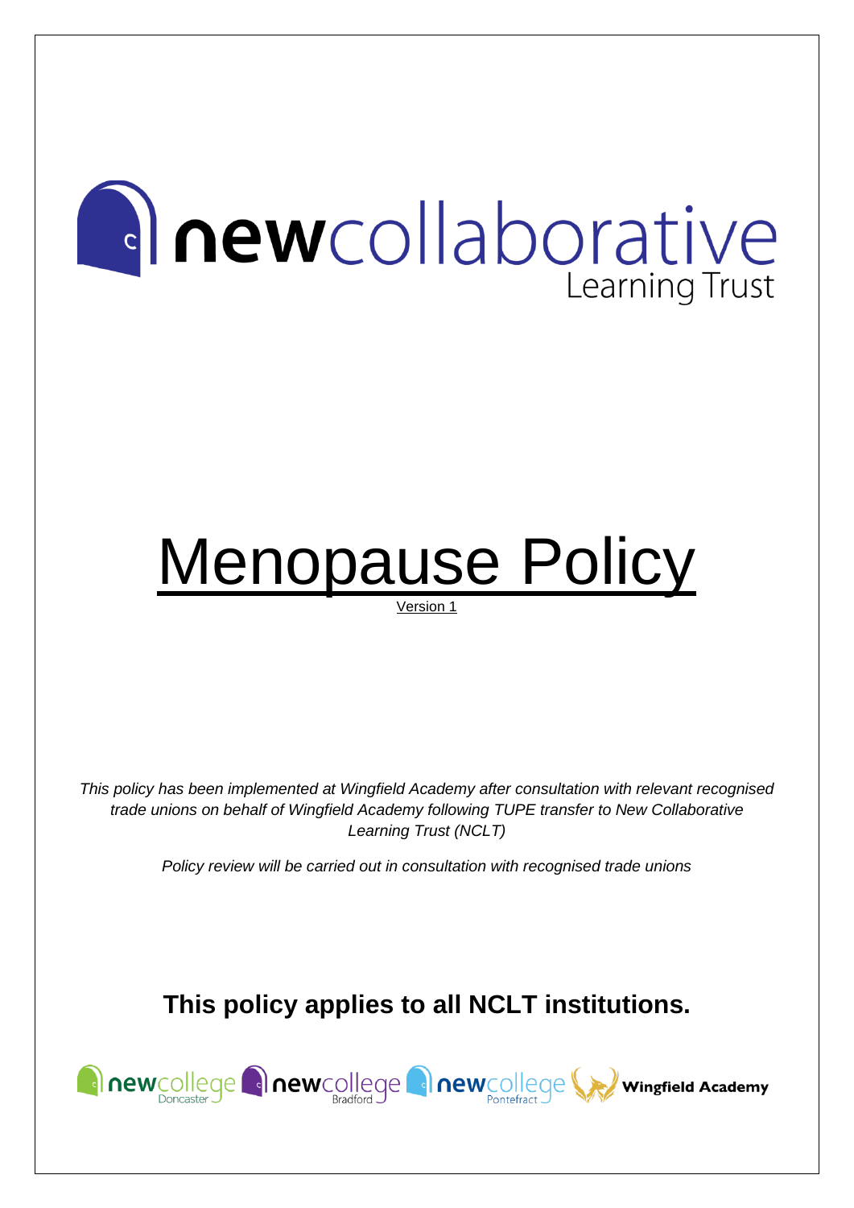# newcollaborative Learning Trust

# Menopause Policy

Version 1

*This policy has been implemented at Wingfield Academy after consultation with relevant recognised trade unions on behalf of Wingfield Academy following TUPE transfer to New Collaborative Learning Trust (NCLT)*

*Policy review will be carried out in consultation with recognised trade unions*

**This policy applies to all NCLT institutions.**

newcollege Doncaster newcollege Bradford newcollege Pontefract Wingfield Academy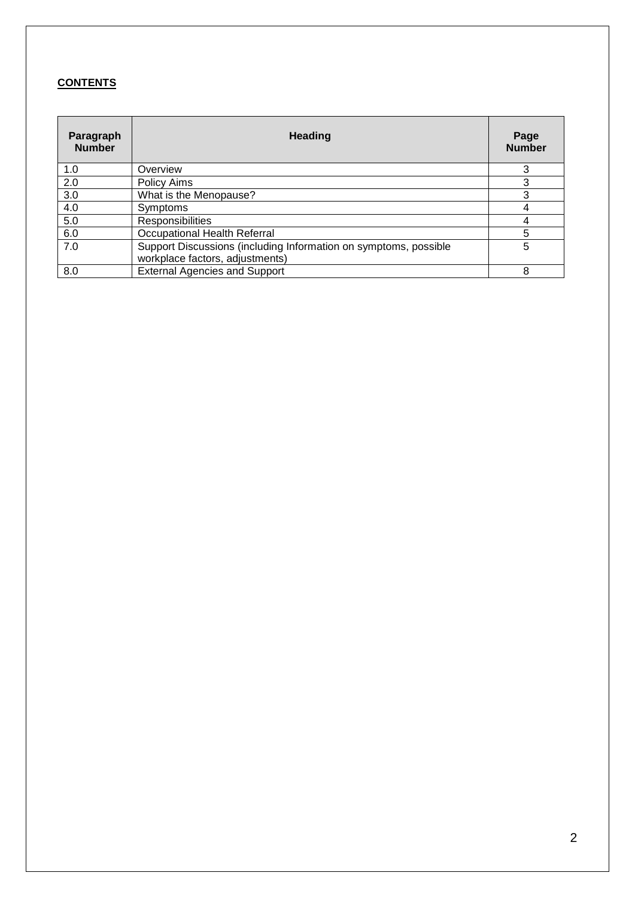**CONTENTS**

| Paragraph Number | Heading | Page Number |
|---|---|---|
| 1.0 | Overview | 3 |
| 2.0 | Policy Aims | 3 |
| 3.0 | What is the Menopause? | 3 |
| 4.0 | Symptoms | 4 |
| 5.0 | Responsibilities | 4 |
| 6.0 | Occupational Health Referral | 5 |
| 7.0 | Support Discussions (including Information on symptoms, possible workplace factors, adjustments) | 5 |
| 8.0 | External Agencies and Support | 8 |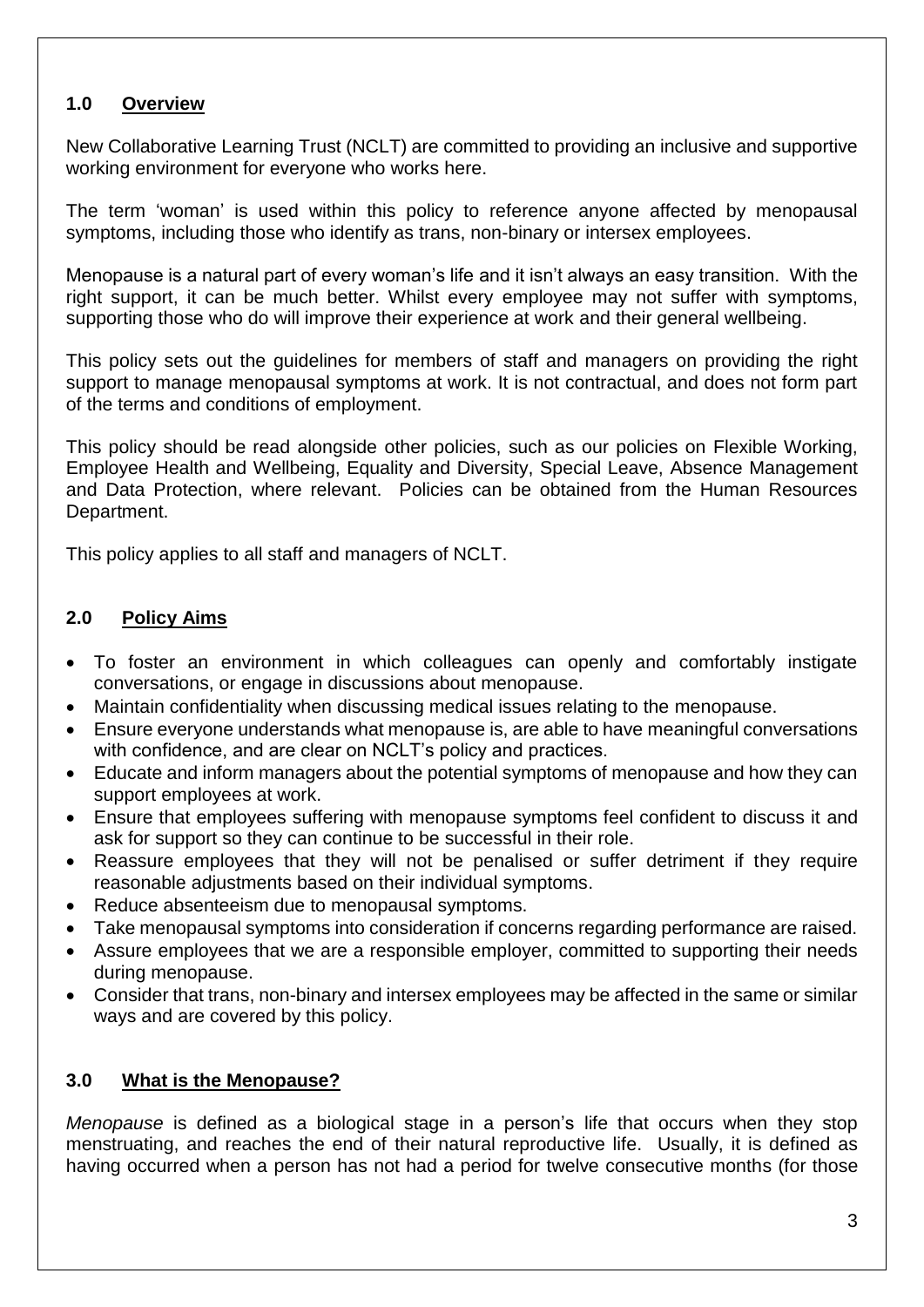## 1.0 Overview

New Collaborative Learning Trust (NCLT) are committed to providing an inclusive and supportive working environment for everyone who works here.

The term 'woman' is used within this policy to reference anyone affected by menopausal symptoms, including those who identify as trans, non-binary or intersex employees.

Menopause is a natural part of every woman's life and it isn't always an easy transition. With the right support, it can be much better. Whilst every employee may not suffer with symptoms, supporting those who do will improve their experience at work and their general wellbeing.

This policy sets out the guidelines for members of staff and managers on providing the right support to manage menopausal symptoms at work. It is not contractual, and does not form part of the terms and conditions of employment.

This policy should be read alongside other policies, such as our policies on Flexible Working, Employee Health and Wellbeing, Equality and Diversity, Special Leave, Absence Management and Data Protection, where relevant. Policies can be obtained from the Human Resources Department.

This policy applies to all staff and managers of NCLT.

## 2.0 Policy Aims

- To foster an environment in which colleagues can openly and comfortably instigate conversations, or engage in discussions about menopause.
- Maintain confidentiality when discussing medical issues relating to the menopause.
- Ensure everyone understands what menopause is, are able to have meaningful conversations with confidence, and are clear on NCLT's policy and practices.
- Educate and inform managers about the potential symptoms of menopause and how they can support employees at work.
- Ensure that employees suffering with menopause symptoms feel confident to discuss it and ask for support so they can continue to be successful in their role.
- Reassure employees that they will not be penalised or suffer detriment if they require reasonable adjustments based on their individual symptoms.
- Reduce absenteeism due to menopausal symptoms.
- Take menopausal symptoms into consideration if concerns regarding performance are raised.
- Assure employees that we are a responsible employer, committed to supporting their needs during menopause.
- Consider that trans, non-binary and intersex employees may be affected in the same or similar ways and are covered by this policy.

## 3.0 What is the Menopause?

*Menopause* is defined as a biological stage in a person's life that occurs when they stop menstruating, and reaches the end of their natural reproductive life. Usually, it is defined as having occurred when a person has not had a period for twelve consecutive months (for those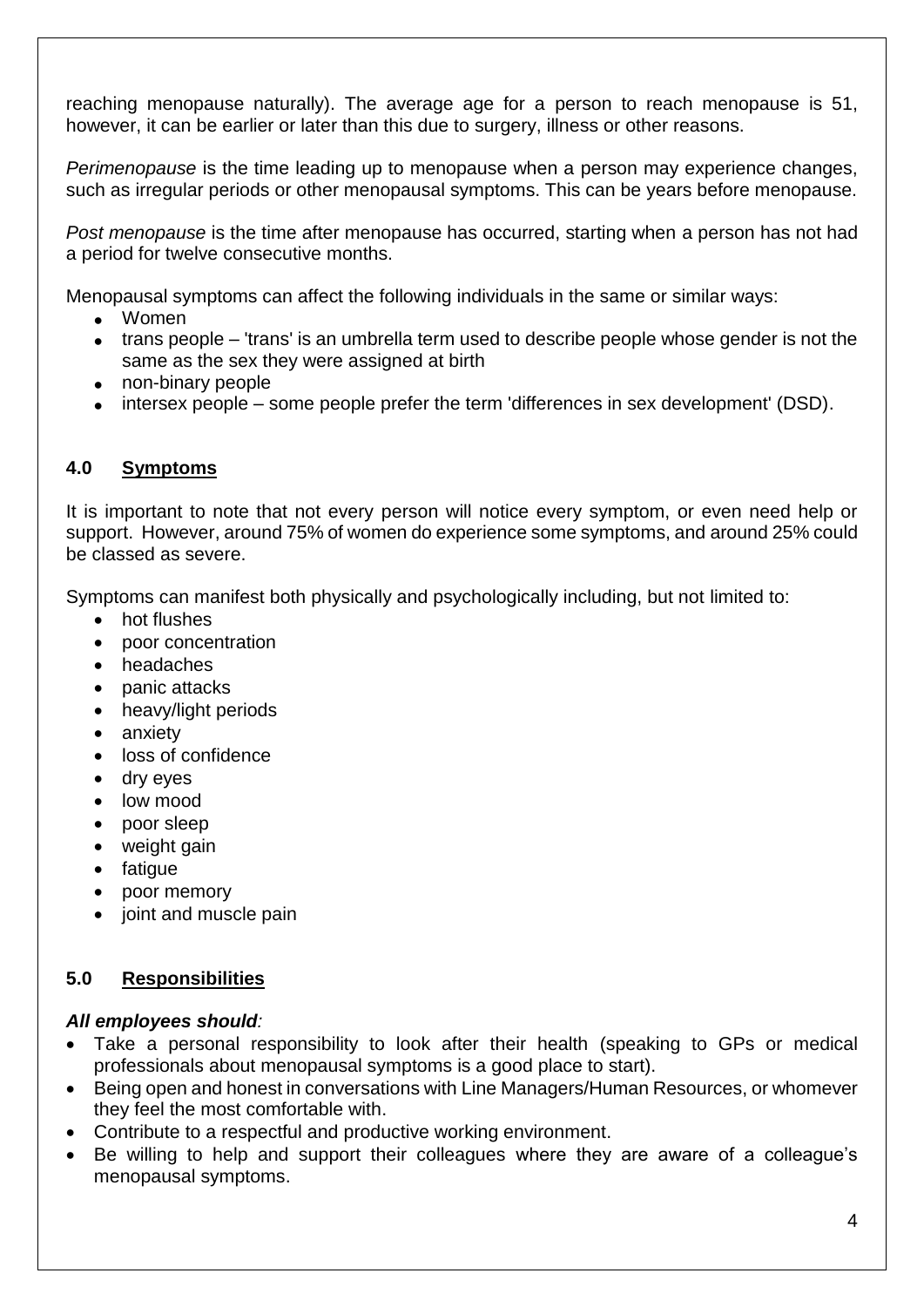reaching menopause naturally). The average age for a person to reach menopause is 51, however, it can be earlier or later than this due to surgery, illness or other reasons.

*Perimenopause* is the time leading up to menopause when a person may experience changes, such as irregular periods or other menopausal symptoms. This can be years before menopause.

*Post menopause* is the time after menopause has occurred, starting when a person has not had a period for twelve consecutive months.

Menopausal symptoms can affect the following individuals in the same or similar ways:

- Women
- trans people – 'trans' is an umbrella term used to describe people whose gender is not the same as the sex they were assigned at birth
- non-binary people
- intersex people – some people prefer the term 'differences in sex development' (DSD).

## 4.0 Symptoms

It is important to note that not every person will notice every symptom, or even need help or support. However, around 75% of women do experience some symptoms, and around 25% could be classed as severe.

Symptoms can manifest both physically and psychologically including, but not limited to:

- hot flushes
- poor concentration
- headaches
- panic attacks
- heavy/light periods
- anxiety
- loss of confidence
- dry eyes
- low mood
- poor sleep
- weight gain
- fatigue
- poor memory
- joint and muscle pain

## 5.0 Responsibilities

***All employees should:***

- Take a personal responsibility to look after their health (speaking to GPs or medical professionals about menopausal symptoms is a good place to start).
- Being open and honest in conversations with Line Managers/Human Resources, or whomever they feel the most comfortable with.
- Contribute to a respectful and productive working environment.
- Be willing to help and support their colleagues where they are aware of a colleague's menopausal symptoms.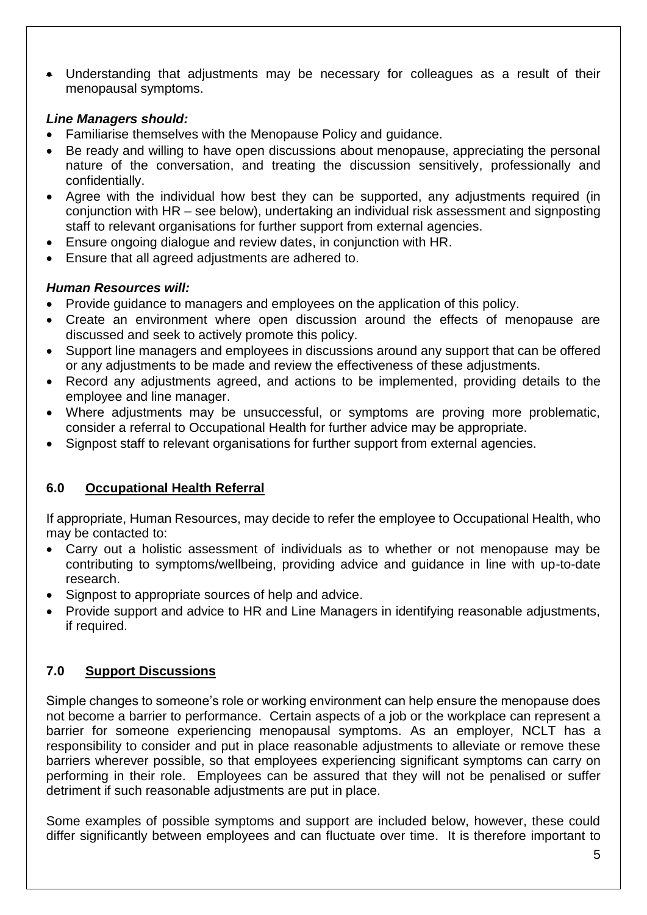- Understanding that adjustments may be necessary for colleagues as a result of their menopausal symptoms.

***Line Managers should:***

- Familiarise themselves with the Menopause Policy and guidance.
- Be ready and willing to have open discussions about menopause, appreciating the personal nature of the conversation, and treating the discussion sensitively, professionally and confidentially.
- Agree with the individual how best they can be supported, any adjustments required (in conjunction with HR – see below), undertaking an individual risk assessment and signposting staff to relevant organisations for further support from external agencies.
- Ensure ongoing dialogue and review dates, in conjunction with HR.
- Ensure that all agreed adjustments are adhered to.

***Human Resources will:***

- Provide guidance to managers and employees on the application of this policy.
- Create an environment where open discussion around the effects of menopause are discussed and seek to actively promote this policy.
- Support line managers and employees in discussions around any support that can be offered or any adjustments to be made and review the effectiveness of these adjustments.
- Record any adjustments agreed, and actions to be implemented, providing details to the employee and line manager.
- Where adjustments may be unsuccessful, or symptoms are proving more problematic, consider a referral to Occupational Health for further advice may be appropriate.
- Signpost staff to relevant organisations for further support from external agencies.

## 6.0 Occupational Health Referral

If appropriate, Human Resources, may decide to refer the employee to Occupational Health, who may be contacted to:

- Carry out a holistic assessment of individuals as to whether or not menopause may be contributing to symptoms/wellbeing, providing advice and guidance in line with up-to-date research.
- Signpost to appropriate sources of help and advice.
- Provide support and advice to HR and Line Managers in identifying reasonable adjustments, if required.

## 7.0 Support Discussions

Simple changes to someone's role or working environment can help ensure the menopause does not become a barrier to performance. Certain aspects of a job or the workplace can represent a barrier for someone experiencing menopausal symptoms. As an employer, NCLT has a responsibility to consider and put in place reasonable adjustments to alleviate or remove these barriers wherever possible, so that employees experiencing significant symptoms can carry on performing in their role. Employees can be assured that they will not be penalised or suffer detriment if such reasonable adjustments are put in place.

Some examples of possible symptoms and support are included below, however, these could differ significantly between employees and can fluctuate over time. It is therefore important to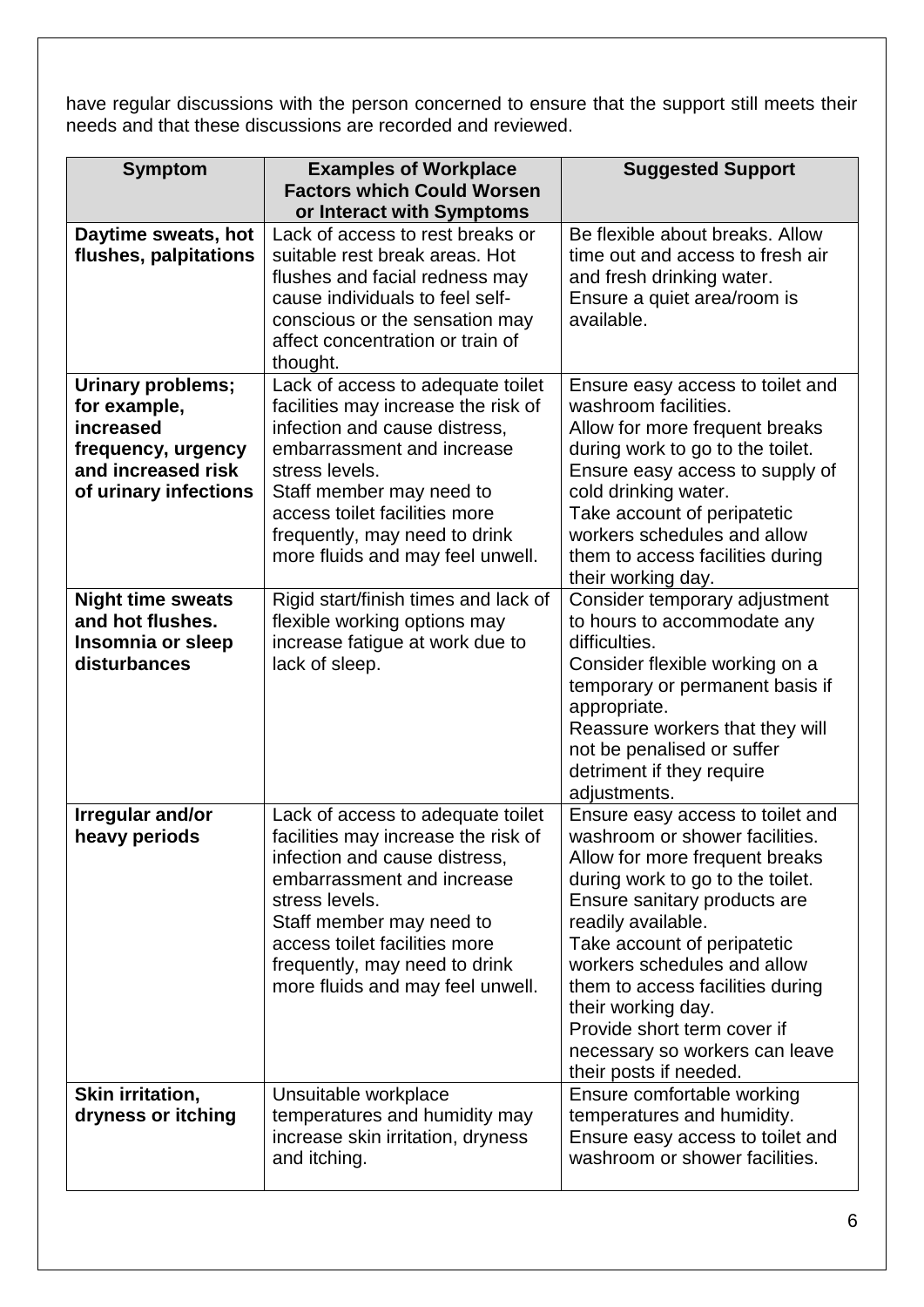have regular discussions with the person concerned to ensure that the support still meets their needs and that these discussions are recorded and reviewed.

| Symptom | Examples of Workplace Factors which Could Worsen or Interact with Symptoms | Suggested Support |
| --- | --- | --- |
| **Daytime sweats, hot flushes, palpitations** | Lack of access to rest breaks or suitable rest break areas. Hot flushes and facial redness may cause individuals to feel self-conscious or the sensation may affect concentration or train of thought. | Be flexible about breaks. Allow time out and access to fresh air and fresh drinking water. Ensure a quiet area/room is available. |
| **Urinary problems; for example, increased frequency, urgency and increased risk of urinary infections** | Lack of access to adequate toilet facilities may increase the risk of infection and cause distress, embarrassment and increase stress levels. Staff member may need to access toilet facilities more frequently, may need to drink more fluids and may feel unwell. | Ensure easy access to toilet and washroom facilities. Allow for more frequent breaks during work to go to the toilet. Ensure easy access to supply of cold drinking water. Take account of peripatetic workers schedules and allow them to access facilities during their working day. |
| **Night time sweats and hot flushes. Insomnia or sleep disturbances** | Rigid start/finish times and lack of flexible working options may increase fatigue at work due to lack of sleep. | Consider temporary adjustment to hours to accommodate any difficulties. Consider flexible working on a temporary or permanent basis if appropriate. Reassure workers that they will not be penalised or suffer detriment if they require adjustments. |
| **Irregular and/or heavy periods** | Lack of access to adequate toilet facilities may increase the risk of infection and cause distress, embarrassment and increase stress levels. Staff member may need to access toilet facilities more frequently, may need to drink more fluids and may feel unwell. | Ensure easy access to toilet and washroom or shower facilities. Allow for more frequent breaks during work to go to the toilet. Ensure sanitary products are readily available. Take account of peripatetic workers schedules and allow them to access facilities during their working day. Provide short term cover if necessary so workers can leave their posts if needed. |
| **Skin irritation, dryness or itching** | Unsuitable workplace temperatures and humidity may increase skin irritation, dryness and itching. | Ensure comfortable working temperatures and humidity. Ensure easy access to toilet and washroom or shower facilities. |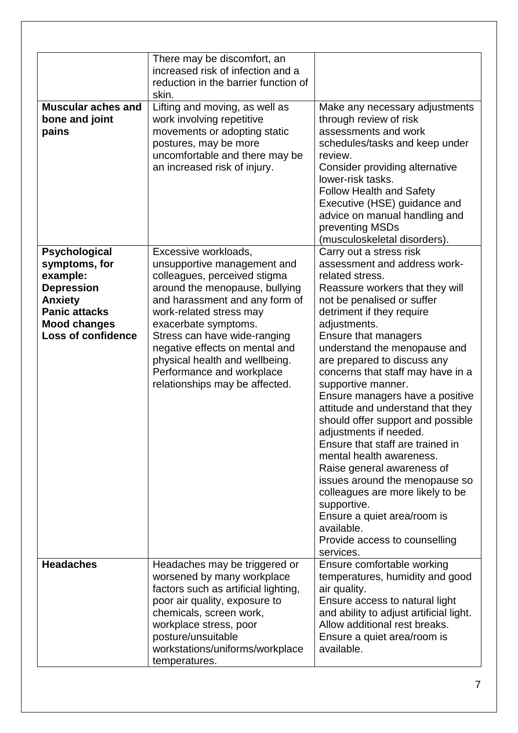| | | |
|---|---|---|
| | There may be discomfort, an increased risk of infection and a reduction in the barrier function of skin. | |
| **Muscular aches and bone and joint pains** | Lifting and moving, as well as work involving repetitive movements or adopting static postures, may be more uncomfortable and there may be an increased risk of injury. | Make any necessary adjustments through review of risk assessments and work schedules/tasks and keep under review.<br>Consider providing alternative lower-risk tasks.<br>Follow Health and Safety Executive (HSE) guidance and advice on manual handling and preventing MSDs (musculoskeletal disorders). |
| **Psychological symptoms, for example:**<br>**Depression**<br>**Anxiety**<br>**Panic attacks**<br>**Mood changes**<br>**Loss of confidence** | Excessive workloads, unsupportive management and colleagues, perceived stigma around the menopause, bullying and harassment and any form of work-related stress may exacerbate symptoms.<br>Stress can have wide-ranging negative effects on mental and physical health and wellbeing. Performance and workplace relationships may be affected. | Carry out a stress risk assessment and address work-related stress.<br>Reassure workers that they will not be penalised or suffer detriment if they require adjustments.<br>Ensure that managers understand the menopause and are prepared to discuss any concerns that staff may have in a supportive manner.<br>Ensure managers have a positive attitude and understand that they should offer support and possible adjustments if needed.<br>Ensure that staff are trained in mental health awareness.<br>Raise general awareness of issues around the menopause so colleagues are more likely to be supportive.<br>Ensure a quiet area/room is available.<br>Provide access to counselling services. |
| **Headaches** | Headaches may be triggered or worsened by many workplace factors such as artificial lighting, poor air quality, exposure to chemicals, screen work, workplace stress, poor posture/unsuitable workstations/uniforms/workplace temperatures. | Ensure comfortable working temperatures, humidity and good air quality.<br>Ensure access to natural light and ability to adjust artificial light.<br>Allow additional rest breaks.<br>Ensure a quiet area/room is available. |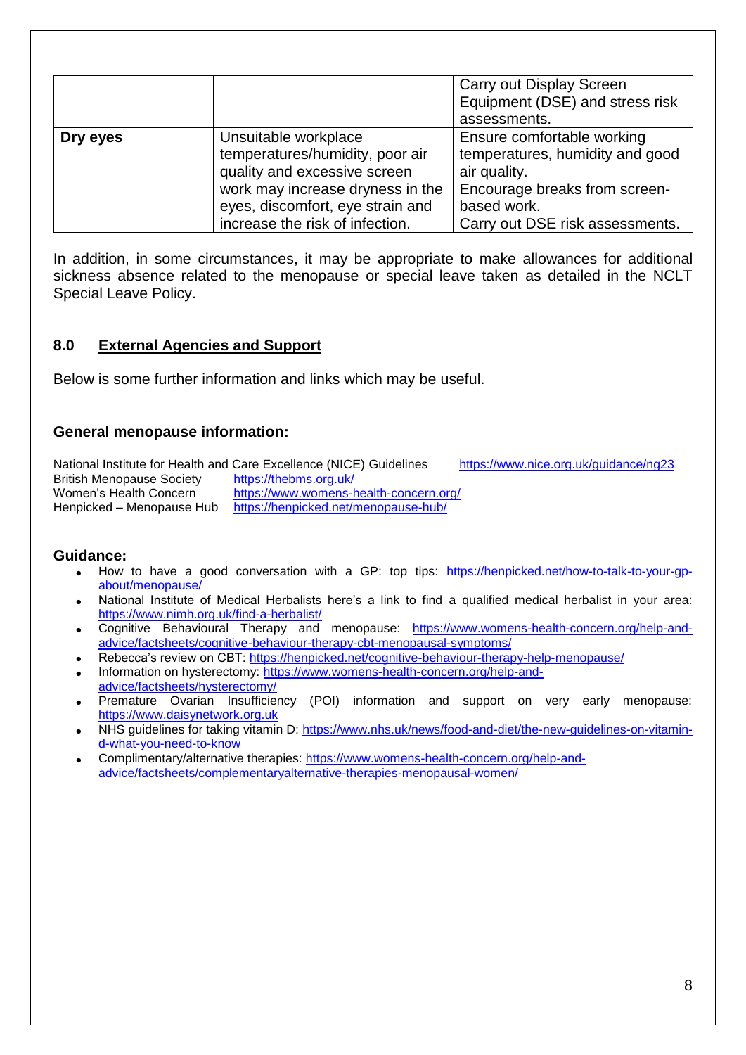| | | |
|---|---|---|
| | | Carry out Display Screen Equipment (DSE) and stress risk assessments. |
| **Dry eyes** | Unsuitable workplace temperatures/humidity, poor air quality and excessive screen work may increase dryness in the eyes, discomfort, eye strain and increase the risk of infection. | Ensure comfortable working temperatures, humidity and good air quality.<br>Encourage breaks from screen-based work.<br>Carry out DSE risk assessments. |

In addition, in some circumstances, it may be appropriate to make allowances for additional sickness absence related to the menopause or special leave taken as detailed in the NCLT Special Leave Policy.

## 8.0 External Agencies and Support

Below is some further information and links which may be useful.

### General menopause information:

National Institute for Health and Care Excellence (NICE) Guidelines https://www.nice.org.uk/guidance/ng23
British Menopause Society https://thebms.org.uk/
Women's Health Concern https://www.womens-health-concern.org/
Henpicked – Menopause Hub https://henpicked.net/menopause-hub/

### Guidance:

- How to have a good conversation with a GP: top tips: https://henpicked.net/how-to-talk-to-your-gp-about/menopause/
- National Institute of Medical Herbalists here's a link to find a qualified medical herbalist in your area: https://www.nimh.org.uk/find-a-herbalist/
- Cognitive Behavioural Therapy and menopause: https://www.womens-health-concern.org/help-and-advice/factsheets/cognitive-behaviour-therapy-cbt-menopausal-symptoms/
- Rebecca's review on CBT: https://henpicked.net/cognitive-behaviour-therapy-help-menopause/
- Information on hysterectomy: https://www.womens-health-concern.org/help-and-advice/factsheets/hysterectomy/
- Premature Ovarian Insufficiency (POI) information and support on very early menopause: https://www.daisynetwork.org.uk
- NHS guidelines for taking vitamin D: https://www.nhs.uk/news/food-and-diet/the-new-guidelines-on-vitamin-d-what-you-need-to-know
- Complimentary/alternative therapies: https://www.womens-health-concern.org/help-and-advice/factsheets/complementaryalternative-therapies-menopausal-women/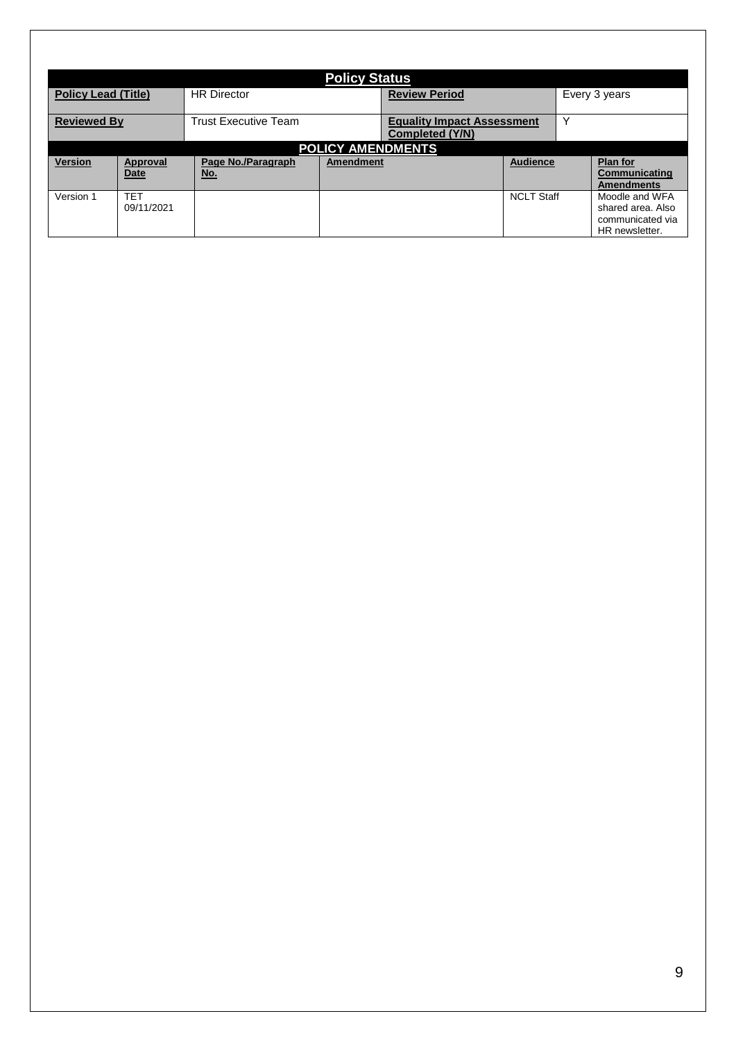| Policy Status | | | | | |
|---|---|---|---|---|---|
| **Policy Lead (Title)** | HR Director | | **Review Period** | Every 3 years | |
| **Reviewed By** | Trust Executive Team | | **Equality Impact Assessment Completed (Y/N)** | Y | |
| **POLICY AMENDMENTS** | | | | | |
| **Version** | **Approval Date** | **Page No./Paragraph No.** | **Amendment** | **Audience** | **Plan for Communicating Amendments** |
| Version 1 | TET 09/11/2021 | | | NCLT Staff | Moodle and WFA shared area. Also communicated via HR newsletter. |